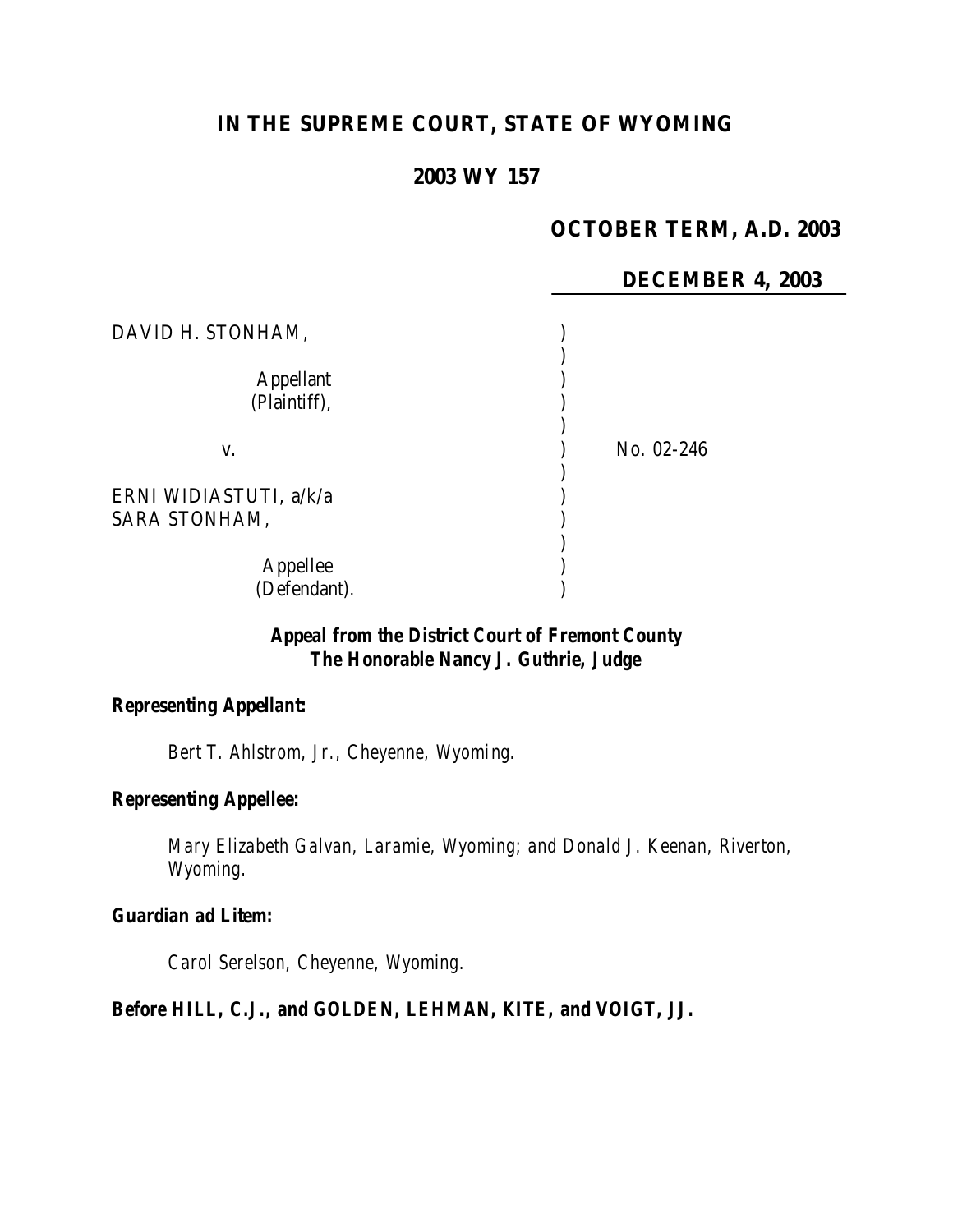# IN THE SUPREME COURT, STATE OF WYOMING

## 2003 WY 157

**OCTOBER TERM, A.D. 2003**

**DECEMBER 4, 2003**

| | | |
|---|---|---|
| DAVID H. STONHAM, | ) | |
| | ) | |
| Appellant | ) | |
| (Plaintiff), | ) | |
| | ) | |
| v. | ) | No. 02-246 |
| | ) | |
| ERNI WIDIASTUTI, a/k/a | ) | |
| SARA STONHAM, | ) | |
| | ) | |
| Appellee | ) | |
| (Defendant). | ) | |

***Appeal from the District Court of Fremont County***
***The Honorable Nancy J. Guthrie, Judge***

***Representing Appellant:***

*Bert T. Ahlstrom, Jr., Cheyenne, Wyoming.*

***Representing Appellee:***

*Mary Elizabeth Galvan, Laramie, Wyoming; and Donald J. Keenan, Riverton, Wyoming.*

***Guardian ad Litem:***

*Carol Serelson, Cheyenne, Wyoming.*

**Before HILL, C.J., and GOLDEN, LEHMAN, KITE, and VOIGT, JJ.**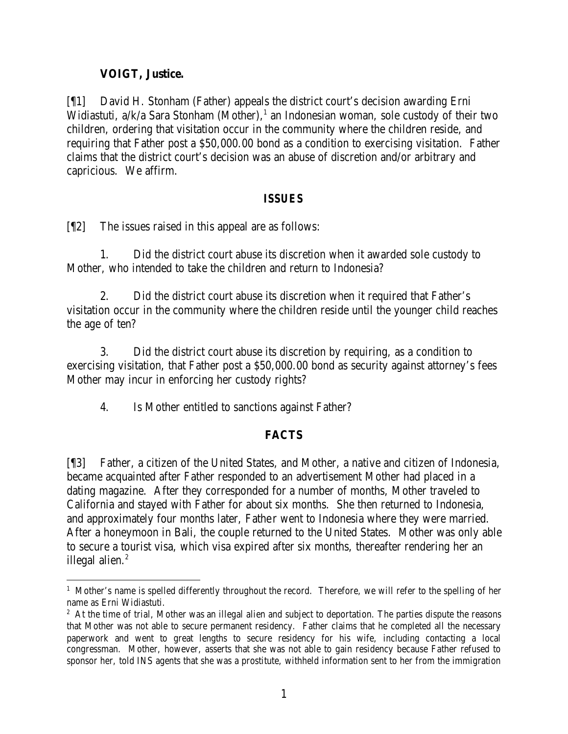**VOIGT, Justice.**

[¶1] David H. Stonham (Father) appeals the district court's decision awarding Erni Widiastuti, a/k/a Sara Stonham (Mother),[1] an Indonesian woman, sole custody of their two children, ordering that visitation occur in the community where the children reside, and requiring that Father post a $50,000.00 bond as a condition to exercising visitation. Father claims that the district court's decision was an abuse of discretion and/or arbitrary and capricious. We affirm.

## ISSUES

[¶2] The issues raised in this appeal are as follows:

1. Did the district court abuse its discretion when it awarded sole custody to Mother, who intended to take the children and return to Indonesia?

2. Did the district court abuse its discretion when it required that Father's visitation occur in the community where the children reside until the younger child reaches the age of ten?

3. Did the district court abuse its discretion by requiring, as a condition to exercising visitation, that Father post a $50,000.00 bond as security against attorney's fees Mother may incur in enforcing her custody rights?

4. Is Mother entitled to sanctions against Father?

## FACTS

[¶3] Father, a citizen of the United States, and Mother, a native and citizen of Indonesia, became acquainted after Father responded to an advertisement Mother had placed in a dating magazine. After they corresponded for a number of months, Mother traveled to California and stayed with Father for about six months. She then returned to Indonesia, and approximately four months later, Father went to Indonesia where they were married. After a honeymoon in Bali, the couple returned to the United States. Mother was only able to secure a tourist visa, which visa expired after six months, thereafter rendering her an illegal alien.[2]

---

[1] Mother's name is spelled differently throughout the record. Therefore, we will refer to the spelling of her name as Erni Widiastuti.

[2] At the time of trial, Mother was an illegal alien and subject to deportation. The parties dispute the reasons that Mother was not able to secure permanent residency. Father claims that he completed all the necessary paperwork and went to great lengths to secure residency for his wife, including contacting a local congressman. Mother, however, asserts that she was not able to gain residency because Father refused to sponsor her, told INS agents that she was a prostitute, withheld information sent to her from the immigration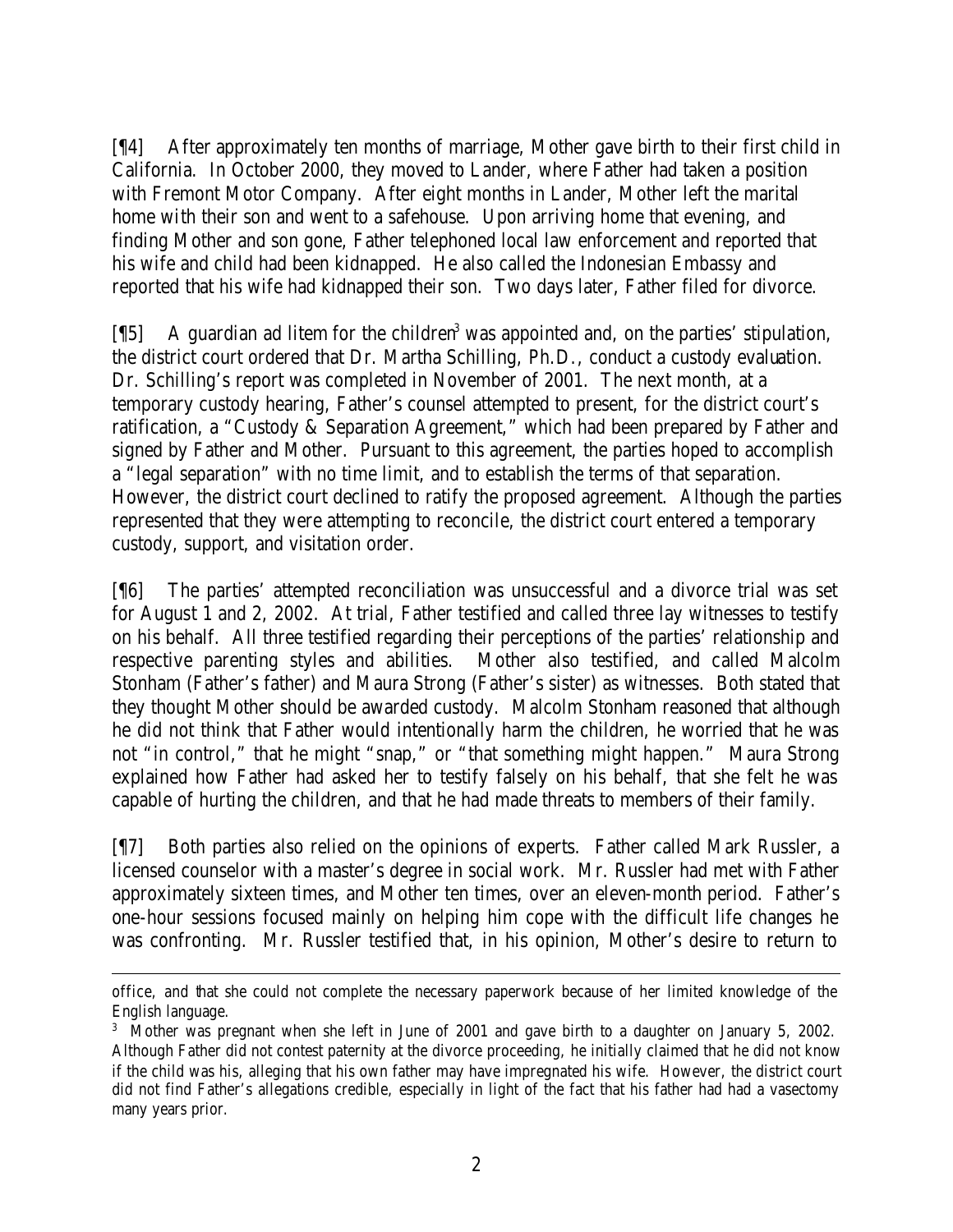[¶4] After approximately ten months of marriage, Mother gave birth to their first child in California. In October 2000, they moved to Lander, where Father had taken a position with Fremont Motor Company. After eight months in Lander, Mother left the marital home with their son and went to a safehouse. Upon arriving home that evening, and finding Mother and son gone, Father telephoned local law enforcement and reported that his wife and child had been kidnapped. He also called the Indonesian Embassy and reported that his wife had kidnapped their son. Two days later, Father filed for divorce.

[¶5] A guardian ad litem for the children[3] was appointed and, on the parties' stipulation, the district court ordered that Dr. Martha Schilling, Ph.D., conduct a custody evaluation. Dr. Schilling's report was completed in November of 2001. The next month, at a temporary custody hearing, Father's counsel attempted to present, for the district court's ratification, a "Custody & Separation Agreement," which had been prepared by Father and signed by Father and Mother. Pursuant to this agreement, the parties hoped to accomplish a "legal separation" with no time limit, and to establish the terms of that separation. However, the district court declined to ratify the proposed agreement. Although the parties represented that they were attempting to reconcile, the district court entered a temporary custody, support, and visitation order.

[¶6] The parties' attempted reconciliation was unsuccessful and a divorce trial was set for August 1 and 2, 2002. At trial, Father testified and called three lay witnesses to testify on his behalf. All three testified regarding their perceptions of the parties' relationship and respective parenting styles and abilities. Mother also testified, and called Malcolm Stonham (Father's father) and Maura Strong (Father's sister) as witnesses. Both stated that they thought Mother should be awarded custody. Malcolm Stonham reasoned that although he did not think that Father would intentionally harm the children, he worried that he was not "in control," that he might "snap," or "that something might happen." Maura Strong explained how Father had asked her to testify falsely on his behalf, that she felt he was capable of hurting the children, and that he had made threats to members of their family.

[¶7] Both parties also relied on the opinions of experts. Father called Mark Russler, a licensed counselor with a master's degree in social work. Mr. Russler had met with Father approximately sixteen times, and Mother ten times, over an eleven-month period. Father's one-hour sessions focused mainly on helping him cope with the difficult life changes he was confronting. Mr. Russler testified that, in his opinion, Mother's desire to return to

---

office, and that she could not complete the necessary paperwork because of her limited knowledge of the English language.

[3] Mother was pregnant when she left in June of 2001 and gave birth to a daughter on January 5, 2002. Although Father did not contest paternity at the divorce proceeding, he initially claimed that he did not know if the child was his, alleging that his own father may have impregnated his wife. However, the district court did not find Father's allegations credible, especially in light of the fact that his father had had a vasectomy many years prior.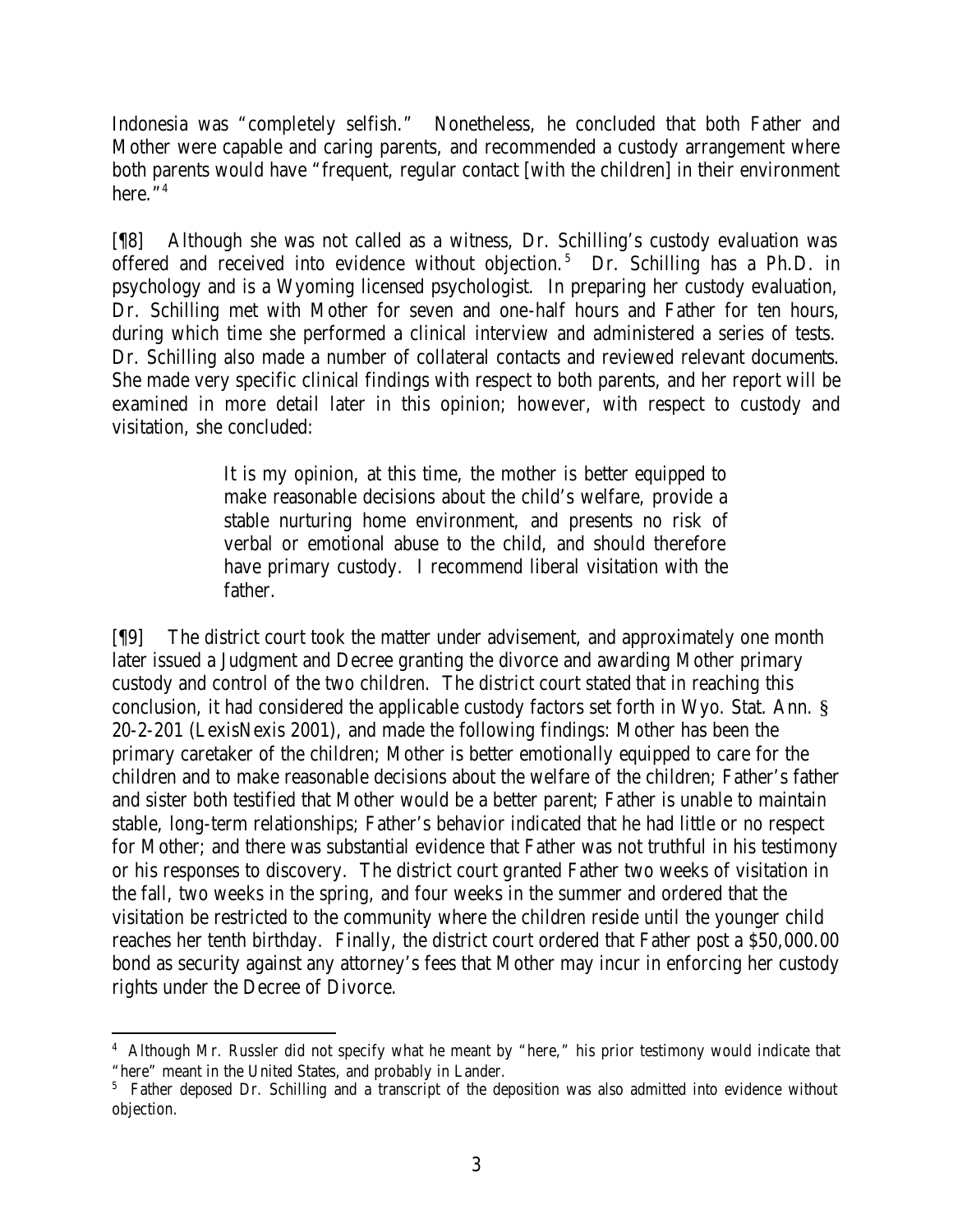Indonesia was "completely selfish." Nonetheless, he concluded that both Father and Mother were capable and caring parents, and recommended a custody arrangement where both parents would have "frequent, regular contact [with the children] in their environment here."[4]

[¶8] Although she was not called as a witness, Dr. Schilling's custody evaluation was offered and received into evidence without objection.[5] Dr. Schilling has a Ph.D. in psychology and is a Wyoming licensed psychologist. In preparing her custody evaluation, Dr. Schilling met with Mother for seven and one-half hours and Father for ten hours, during which time she performed a clinical interview and administered a series of tests. Dr. Schilling also made a number of collateral contacts and reviewed relevant documents. She made very specific clinical findings with respect to both parents, and her report will be examined in more detail later in this opinion; however, with respect to custody and visitation, she concluded:

> It is my opinion, at this time, the mother is better equipped to make reasonable decisions about the child's welfare, provide a stable nurturing home environment, and presents no risk of verbal or emotional abuse to the child, and should therefore have primary custody. I recommend liberal visitation with the father.

[¶9] The district court took the matter under advisement, and approximately one month later issued a Judgment and Decree granting the divorce and awarding Mother primary custody and control of the two children. The district court stated that in reaching this conclusion, it had considered the applicable custody factors set forth in Wyo. Stat. Ann. § 20-2-201 (LexisNexis 2001), and made the following findings: Mother has been the primary caretaker of the children; Mother is better emotionally equipped to care for the children and to make reasonable decisions about the welfare of the children; Father's father and sister both testified that Mother would be a better parent; Father is unable to maintain stable, long-term relationships; Father's behavior indicated that he had little or no respect for Mother; and there was substantial evidence that Father was not truthful in his testimony or his responses to discovery. The district court granted Father two weeks of visitation in the fall, two weeks in the spring, and four weeks in the summer and ordered that the visitation be restricted to the community where the children reside until the younger child reaches her tenth birthday. Finally, the district court ordered that Father post a $50,000.00 bond as security against any attorney's fees that Mother may incur in enforcing her custody rights under the Decree of Divorce.

---

[4] Although Mr. Russler did not specify what he meant by "here," his prior testimony would indicate that "here" meant in the United States, and probably in Lander.

[5] Father deposed Dr. Schilling and a transcript of the deposition was also admitted into evidence without objection.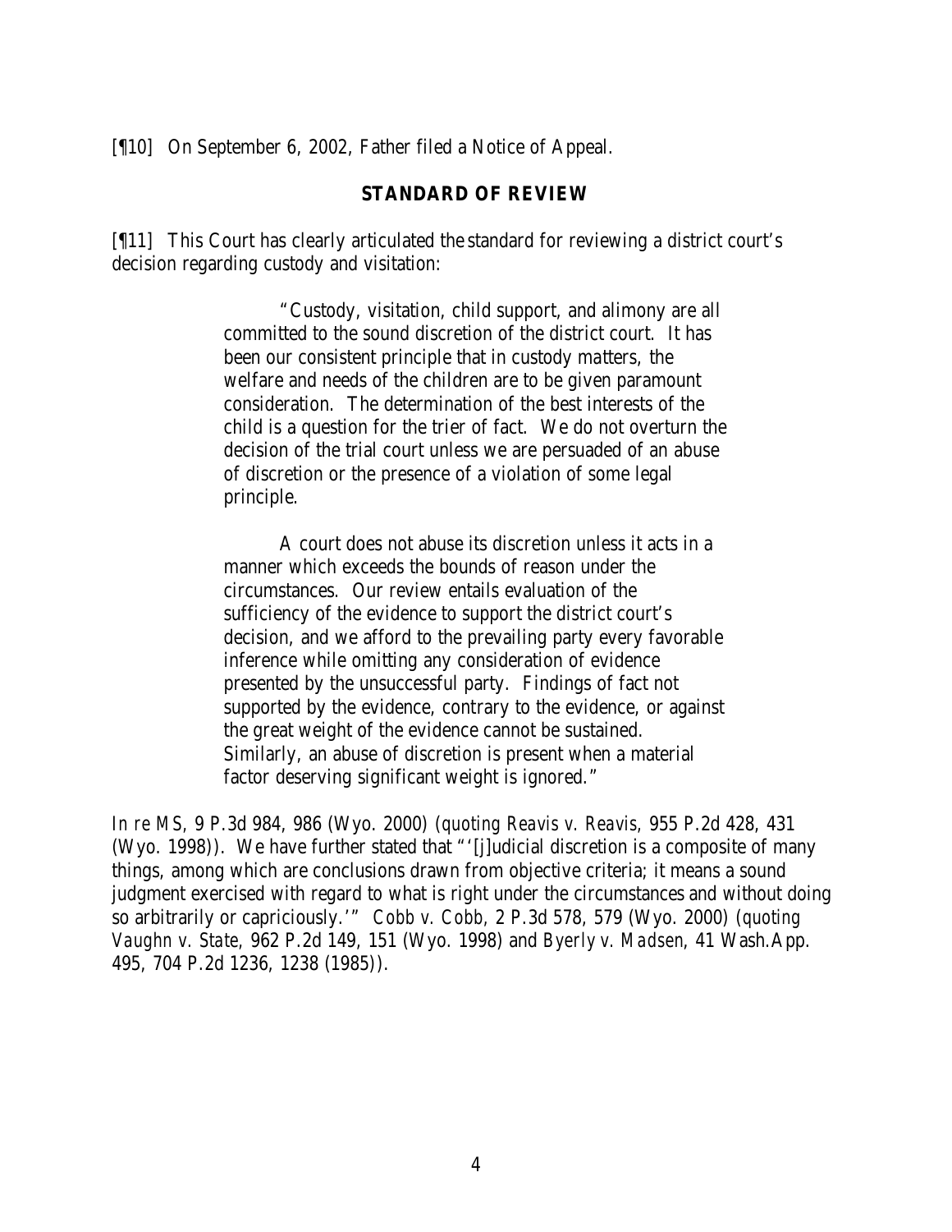[¶10] On September 6, 2002, Father filed a Notice of Appeal.

## STANDARD OF REVIEW

[¶11] This Court has clearly articulated the standard for reviewing a district court's decision regarding custody and visitation:

> "Custody, visitation, child support, and alimony are all committed to the sound discretion of the district court. It has been our consistent principle that in custody matters, the welfare and needs of the children are to be given paramount consideration. The determination of the best interests of the child is a question for the trier of fact. We do not overturn the decision of the trial court unless we are persuaded of an abuse of discretion or the presence of a violation of some legal principle.
>
> A court does not abuse its discretion unless it acts in a manner which exceeds the bounds of reason under the circumstances. Our review entails evaluation of the sufficiency of the evidence to support the district court's decision, and we afford to the prevailing party every favorable inference while omitting any consideration of evidence presented by the unsuccessful party. Findings of fact not supported by the evidence, contrary to the evidence, or against the great weight of the evidence cannot be sustained. Similarly, an abuse of discretion is present when a material factor deserving significant weight is ignored."

*In re MS*, 9 P.3d 984, 986 (Wyo. 2000) (*quoting Reavis v. Reavis*, 955 P.2d 428, 431 (Wyo. 1998)). We have further stated that "'[j]udicial discretion is a composite of many things, among which are conclusions drawn from objective criteria; it means a sound judgment exercised with regard to what is right under the circumstances and without doing so arbitrarily or capriciously.'" *Cobb v. Cobb*, 2 P.3d 578, 579 (Wyo. 2000) (*quoting Vaughn v. State*, 962 P.2d 149, 151 (Wyo. 1998) and *Byerly v. Madsen*, 41 Wash.App. 495, 704 P.2d 1236, 1238 (1985)).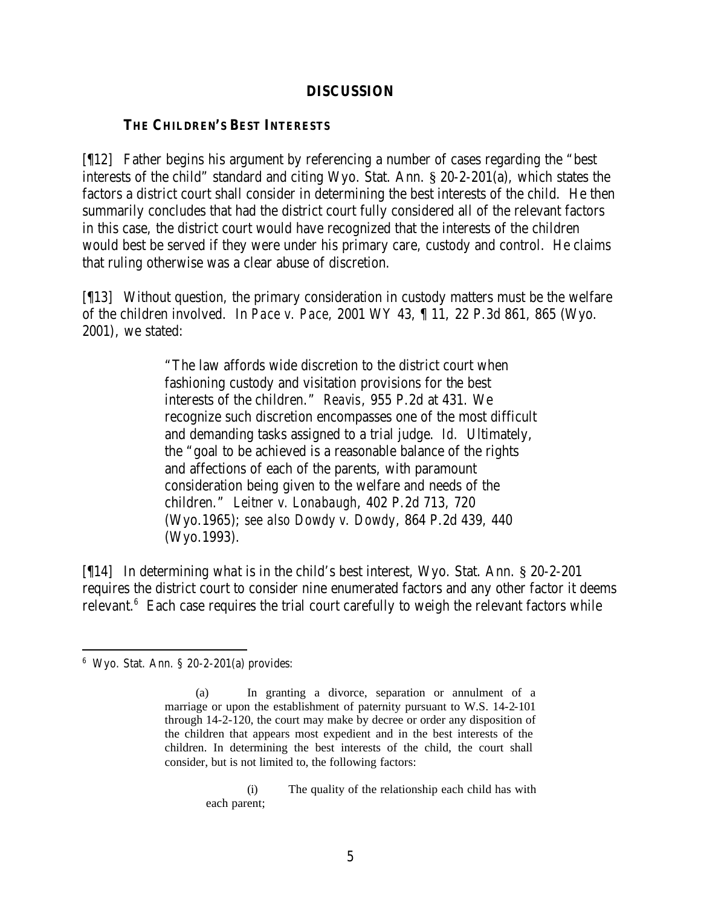## DISCUSSION

### THE CHILDREN'S BEST INTERESTS

[¶12] Father begins his argument by referencing a number of cases regarding the "best interests of the child" standard and citing Wyo. Stat. Ann. § 20-2-201(a), which states the factors a district court shall consider in determining the best interests of the child. He then summarily concludes that had the district court fully considered all of the relevant factors in this case, the district court would have recognized that the interests of the children would best be served if they were under his primary care, custody and control. He claims that ruling otherwise was a clear abuse of discretion.

[¶13] Without question, the primary consideration in custody matters must be the welfare of the children involved. In *Pace v. Pace*, 2001 WY 43, ¶ 11, 22 P.3d 861, 865 (Wyo. 2001), we stated:

> "The law affords wide discretion to the district court when fashioning custody and visitation provisions for the best interests of the children." *Reavis*, 955 P.2d at 431. We recognize such discretion encompasses one of the most difficult and demanding tasks assigned to a trial judge. *Id.* Ultimately, the "goal to be achieved is a reasonable balance of the rights and affections of each of the parents, with paramount consideration being given to the welfare and needs of the children." *Leitner v. Lonabaugh*, 402 P.2d 713, 720 (Wyo.1965); *see also Dowdy v. Dowdy*, 864 P.2d 439, 440 (Wyo.1993).

[¶14] In determining what is in the child's best interest, Wyo. Stat. Ann. § 20-2-201 requires the district court to consider nine enumerated factors and any other factor it deems relevant.[6] Each case requires the trial court carefully to weigh the relevant factors while

---

[6] Wyo. Stat. Ann. § 20-2-201(a) provides:

> (a) In granting a divorce, separation or annulment of a marriage or upon the establishment of paternity pursuant to W.S. 14-2-101 through 14-2-120, the court may make by decree or order any disposition of the children that appears most expedient and in the best interests of the children. In determining the best interests of the child, the court shall consider, but is not limited to, the following factors:
>
> > (i) The quality of the relationship each child has with each parent;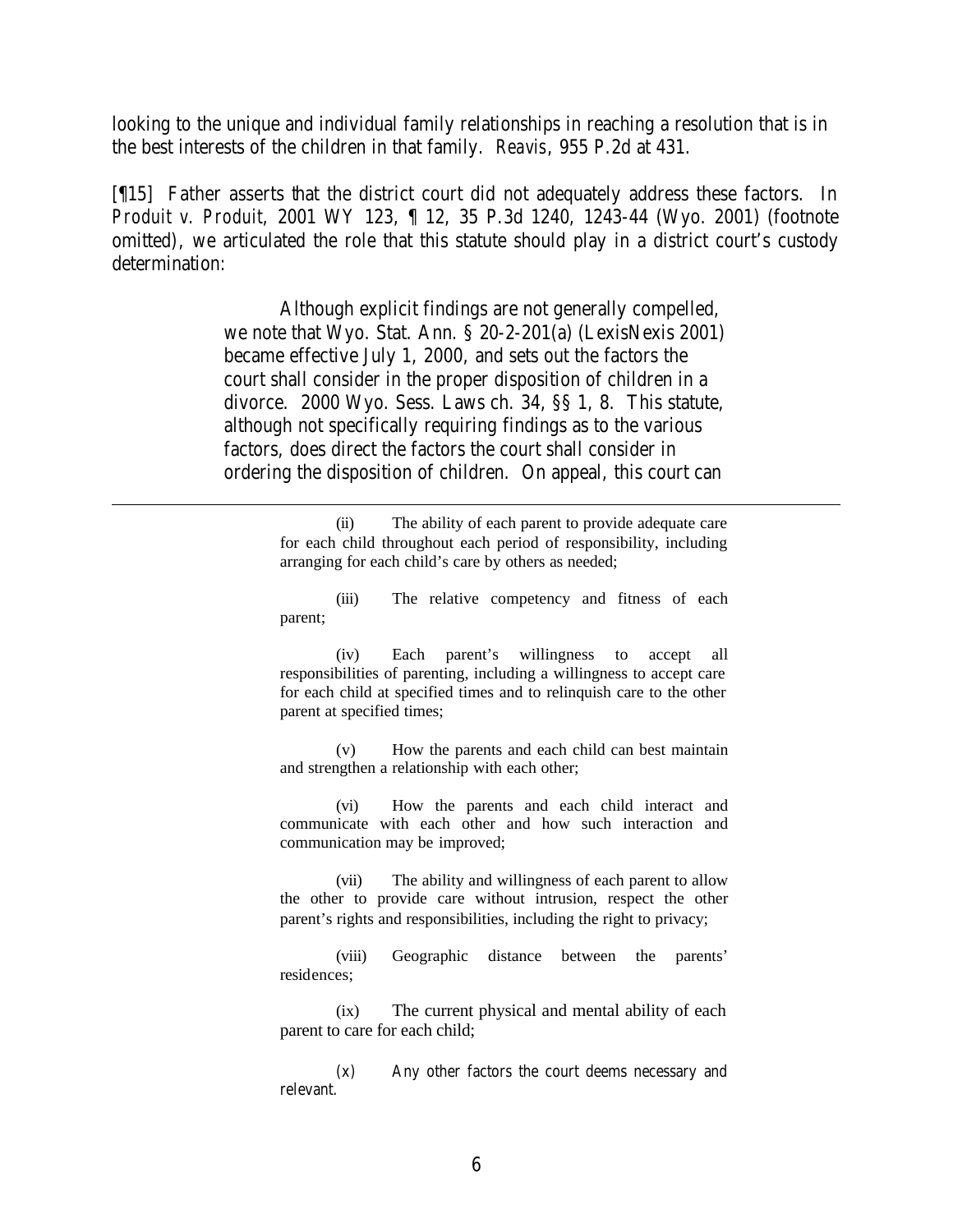looking to the unique and individual family relationships in reaching a resolution that is in the best interests of the children in that family. *Reavis*, 955 P.2d at 431.

[¶15] Father asserts that the district court did not adequately address these factors. In *Produit v. Produit*, 2001 WY 123, ¶ 12, 35 P.3d 1240, 1243-44 (Wyo. 2001) (footnote omitted), we articulated the role that this statute should play in a district court's custody determination:

> Although explicit findings are not generally compelled, we note that Wyo. Stat. Ann. § 20-2-201(a) (LexisNexis 2001) became effective July 1, 2000, and sets out the factors the court shall consider in the proper disposition of children in a divorce. 2000 Wyo. Sess. Laws ch. 34, §§ 1, 8. This statute, although not specifically requiring findings as to the various factors, does direct the factors the court shall consider in ordering the disposition of children. On appeal, this court can

---

> (ii) The ability of each parent to provide adequate care for each child throughout each period of responsibility, including arranging for each child's care by others as needed;
>
> (iii) The relative competency and fitness of each parent;
>
> (iv) Each parent's willingness to accept all responsibilities of parenting, including a willingness to accept care for each child at specified times and to relinquish care to the other parent at specified times;
>
> (v) How the parents and each child can best maintain and strengthen a relationship with each other;
>
> (vi) How the parents and each child interact and communicate with each other and how such interaction and communication may be improved;
>
> (vii) The ability and willingness of each parent to allow the other to provide care without intrusion, respect the other parent's rights and responsibilities, including the right to privacy;
>
> (viii) Geographic distance between the parents' residences;
>
> (ix) The current physical and mental ability of each parent to care for each child;
>
> (x) Any other factors the court deems necessary and relevant.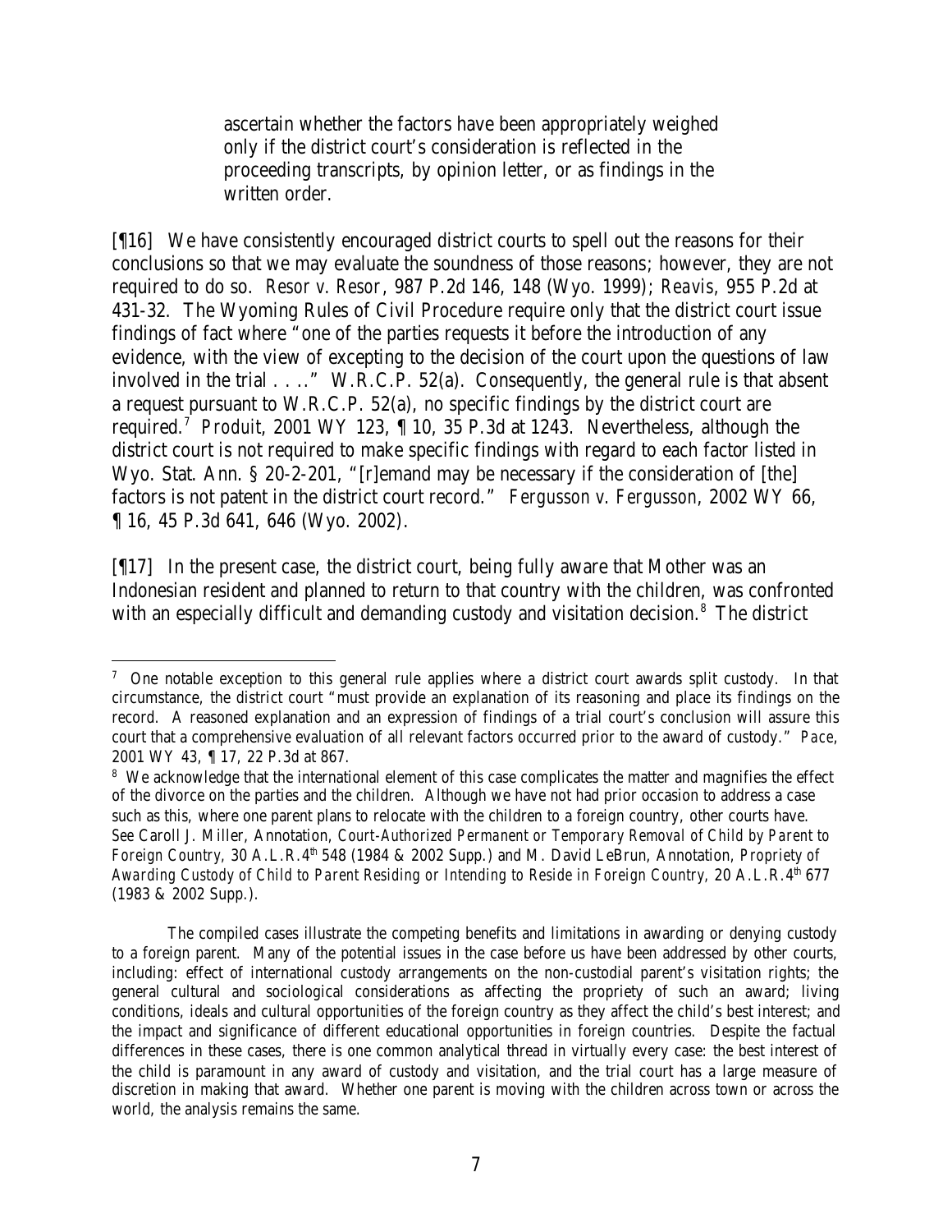> ascertain whether the factors have been appropriately weighed only if the district court's consideration is reflected in the proceeding transcripts, by opinion letter, or as findings in the written order.

[¶16] We have consistently encouraged district courts to spell out the reasons for their conclusions so that we may evaluate the soundness of those reasons; however, they are not required to do so. *Resor v. Resor*, 987 P.2d 146, 148 (Wyo. 1999); *Reavis*, 955 P.2d at 431-32. The Wyoming Rules of Civil Procedure require only that the district court issue findings of fact where "one of the parties requests it before the introduction of any evidence, with the view of excepting to the decision of the court upon the questions of law involved in the trial . . .." W.R.C.P. 52(a). Consequently, the general rule is that absent a request pursuant to W.R.C.P. 52(a), no specific findings by the district court are required.[7] *Produit*, 2001 WY 123, ¶ 10, 35 P.3d at 1243. Nevertheless, although the district court is not required to make specific findings with regard to each factor listed in Wyo. Stat. Ann. § 20-2-201, "[r]emand may be necessary if the consideration of [the] factors is not patent in the district court record." *Fergusson v. Fergusson*, 2002 WY 66, ¶ 16, 45 P.3d 641, 646 (Wyo. 2002).

[¶17] In the present case, the district court, being fully aware that Mother was an Indonesian resident and planned to return to that country with the children, was confronted with an especially difficult and demanding custody and visitation decision.[8] The district

---

[7] One notable exception to this general rule applies where a district court awards split custody. In that circumstance, the district court "must provide an explanation of its reasoning and place its findings on the record. A reasoned explanation and an expression of findings of a trial court's conclusion will assure this court that a comprehensive evaluation of all relevant factors occurred prior to the award of custody." *Pace*, 2001 WY 43, ¶ 17, 22 P.3d at 867.

[8] We acknowledge that the international element of this case complicates the matter and magnifies the effect of the divorce on the parties and the children. Although we have not had prior occasion to address a case such as this, where one parent plans to relocate with the children to a foreign country, other courts have. *See* Caroll J. Miller, Annotation, *Court-Authorized Permanent or Temporary Removal of Child by Parent to Foreign Country,* 30 A.L.R.4th 548 (1984 & 2002 Supp.) and M. David LeBrun, Annotation, *Propriety of Awarding Custody of Child to Parent Residing or Intending to Reside in Foreign Country,* 20 A.L.R.4th 677 (1983 & 2002 Supp.).

The compiled cases illustrate the competing benefits and limitations in awarding or denying custody to a foreign parent. Many of the potential issues in the case before us have been addressed by other courts, including: effect of international custody arrangements on the non-custodial parent's visitation rights; the general cultural and sociological considerations as affecting the propriety of such an award; living conditions, ideals and cultural opportunities of the foreign country as they affect the child's best interest; and the impact and significance of different educational opportunities in foreign countries. Despite the factual differences in these cases, there is one common analytical thread in virtually every case: the best interest of the child is paramount in any award of custody and visitation, and the trial court has a large measure of discretion in making that award. Whether one parent is moving with the children across town or across the world, the analysis remains the same.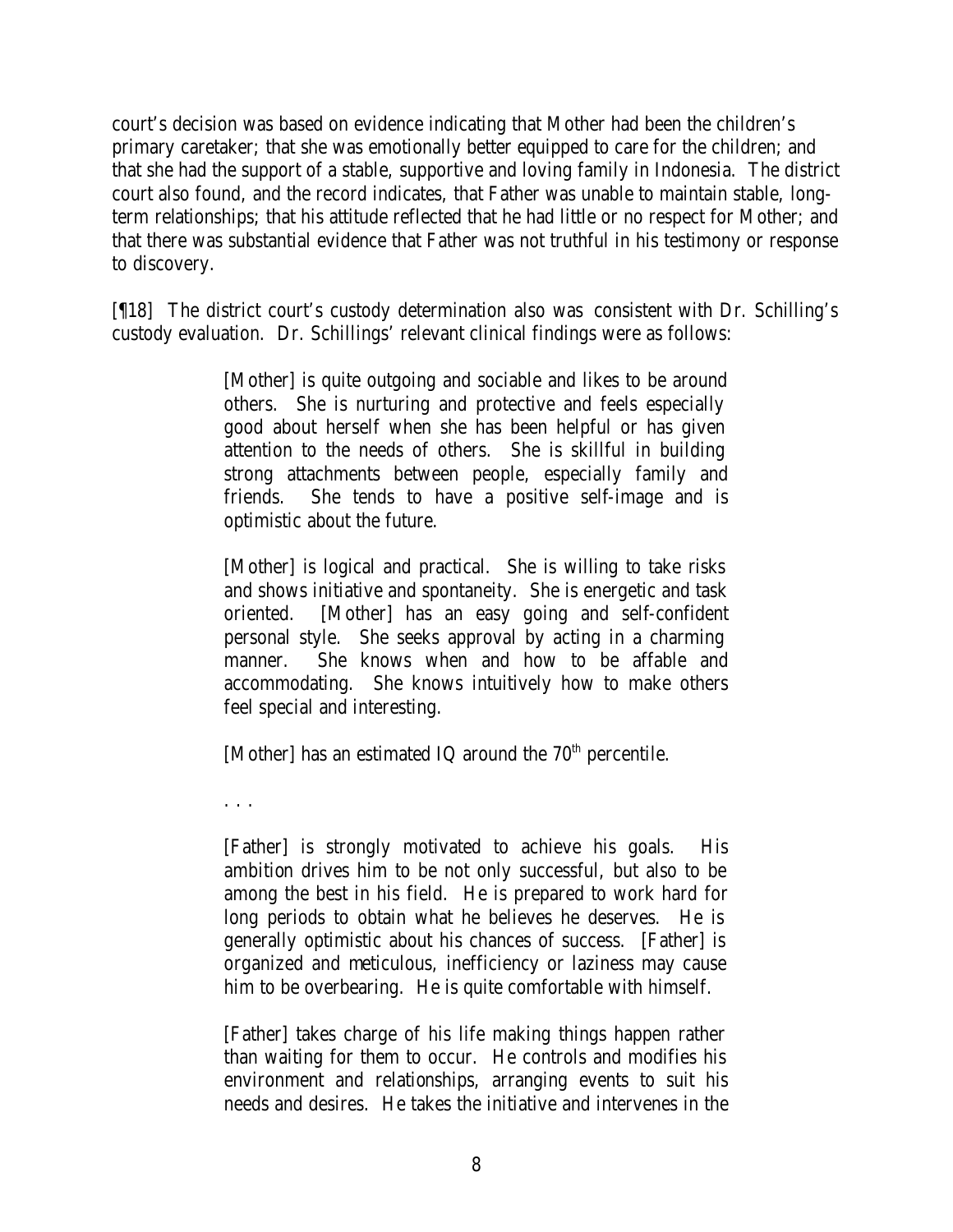court's decision was based on evidence indicating that Mother had been the children's primary caretaker; that she was emotionally better equipped to care for the children; and that she had the support of a stable, supportive and loving family in Indonesia. The district court also found, and the record indicates, that Father was unable to maintain stable, long-term relationships; that his attitude reflected that he had little or no respect for Mother; and that there was substantial evidence that Father was not truthful in his testimony or response to discovery.

[¶18] The district court's custody determination also was consistent with Dr. Schilling's custody evaluation. Dr. Schillings' relevant clinical findings were as follows:

> [Mother] is quite outgoing and sociable and likes to be around others. She is nurturing and protective and feels especially good about herself when she has been helpful or has given attention to the needs of others. She is skillful in building strong attachments between people, especially family and friends. She tends to have a positive self-image and is optimistic about the future.
>
> [Mother] is logical and practical. She is willing to take risks and shows initiative and spontaneity. She is energetic and task oriented. [Mother] has an easy going and self-confident personal style. She seeks approval by acting in a charming manner. She knows when and how to be affable and accommodating. She knows intuitively how to make others feel special and interesting.
>
> [Mother] has an estimated IQ around the 70th percentile.
>
> . . .
>
> [Father] is strongly motivated to achieve his goals. His ambition drives him to be not only successful, but also to be among the best in his field. He is prepared to work hard for long periods to obtain what he believes he deserves. He is generally optimistic about his chances of success. [Father] is organized and meticulous, inefficiency or laziness may cause him to be overbearing. He is quite comfortable with himself.
>
> [Father] takes charge of his life making things happen rather than waiting for them to occur. He controls and modifies his environment and relationships, arranging events to suit his needs and desires. He takes the initiative and intervenes in the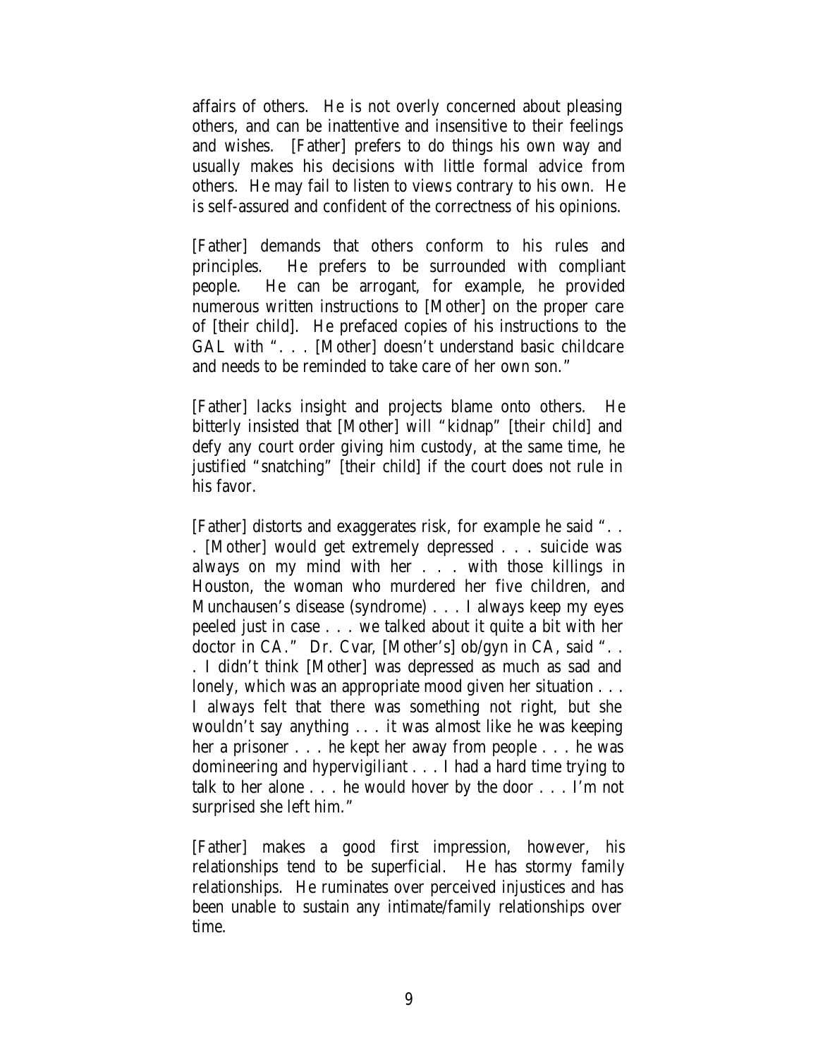affairs of others. He is not overly concerned about pleasing others, and can be inattentive and insensitive to their feelings and wishes. [Father] prefers to do things his own way and usually makes his decisions with little formal advice from others. He may fail to listen to views contrary to his own. He is self-assured and confident of the correctness of his opinions.

[Father] demands that others conform to his rules and principles. He prefers to be surrounded with compliant people. He can be arrogant, for example, he provided numerous written instructions to [Mother] on the proper care of [their child]. He prefaced copies of his instructions to the GAL with ". . . [Mother] doesn't understand basic childcare and needs to be reminded to take care of her own son."

[Father] lacks insight and projects blame onto others. He bitterly insisted that [Mother] will "kidnap" [their child] and defy any court order giving him custody, at the same time, he justified "snatching" [their child] if the court does not rule in his favor.

[Father] distorts and exaggerates risk, for example he said ". . . [Mother] would get extremely depressed . . . suicide was always on my mind with her . . . with those killings in Houston, the woman who murdered her five children, and Munchausen's disease (syndrome) . . . I always keep my eyes peeled just in case . . . we talked about it quite a bit with her doctor in CA." Dr. Cvar, [Mother's] ob/gyn in CA, said ". . . I didn't think [Mother] was depressed as much as sad and lonely, which was an appropriate mood given her situation . . . I always felt that there was something not right, but she wouldn't say anything . . . it was almost like he was keeping her a prisoner . . . he kept her away from people . . . he was domineering and hypervigiliant . . . I had a hard time trying to talk to her alone . . . he would hover by the door . . . I'm not surprised she left him."

[Father] makes a good first impression, however, his relationships tend to be superficial. He has stormy family relationships. He ruminates over perceived injustices and has been unable to sustain any intimate/family relationships over time.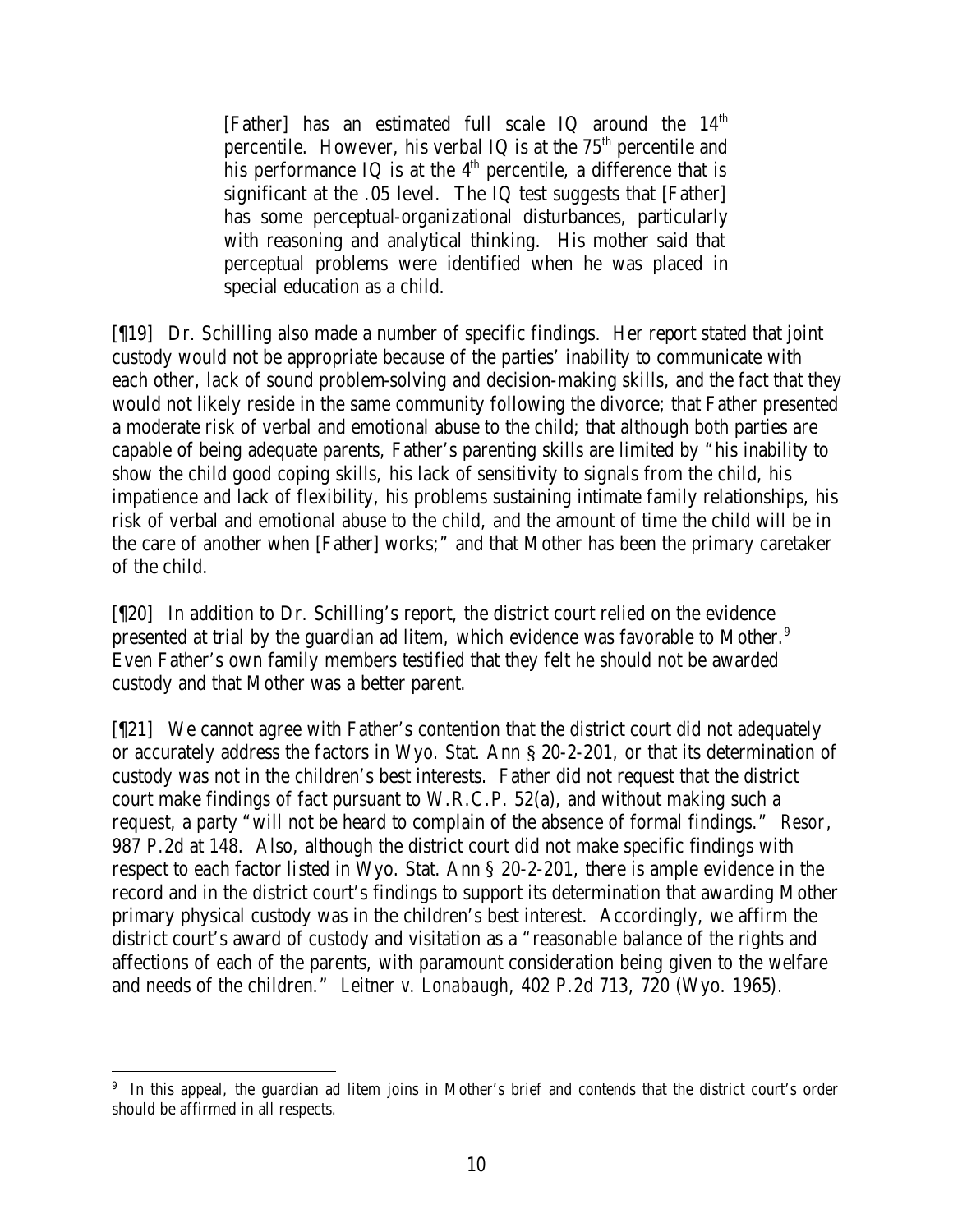> [Father] has an estimated full scale IQ around the 14th percentile. However, his verbal IQ is at the 75th percentile and his performance IQ is at the 4th percentile, a difference that is significant at the .05 level. The IQ test suggests that [Father] has some perceptual-organizational disturbances, particularly with reasoning and analytical thinking. His mother said that perceptual problems were identified when he was placed in special education as a child.

[¶19] Dr. Schilling also made a number of specific findings. Her report stated that joint custody would not be appropriate because of the parties' inability to communicate with each other, lack of sound problem-solving and decision-making skills, and the fact that they would not likely reside in the same community following the divorce; that Father presented a moderate risk of verbal and emotional abuse to the child; that although both parties are capable of being adequate parents, Father's parenting skills are limited by "his inability to show the child good coping skills, his lack of sensitivity to signals from the child, his impatience and lack of flexibility, his problems sustaining intimate family relationships, his risk of verbal and emotional abuse to the child, and the amount of time the child will be in the care of another when [Father] works;" and that Mother has been the primary caretaker of the child.

[¶20] In addition to Dr. Schilling's report, the district court relied on the evidence presented at trial by the guardian ad litem, which evidence was favorable to Mother.[9] Even Father's own family members testified that they felt he should not be awarded custody and that Mother was a better parent.

[¶21] We cannot agree with Father's contention that the district court did not adequately or accurately address the factors in Wyo. Stat. Ann § 20-2-201, or that its determination of custody was not in the children's best interests. Father did not request that the district court make findings of fact pursuant to W.R.C.P. 52(a), and without making such a request, a party "will not be heard to complain of the absence of formal findings." *Resor*, 987 P.2d at 148. Also, although the district court did not make specific findings with respect to each factor listed in Wyo. Stat. Ann § 20-2-201, there is ample evidence in the record and in the district court's findings to support its determination that awarding Mother primary physical custody was in the children's best interest. Accordingly, we affirm the district court's award of custody and visitation as a "reasonable balance of the rights and affections of each of the parents, with paramount consideration being given to the welfare and needs of the children." *Leitner v. Lonabaugh*, 402 P.2d 713, 720 (Wyo. 1965).

---

[9] In this appeal, the guardian ad litem joins in Mother's brief and contends that the district court's order should be affirmed in all respects.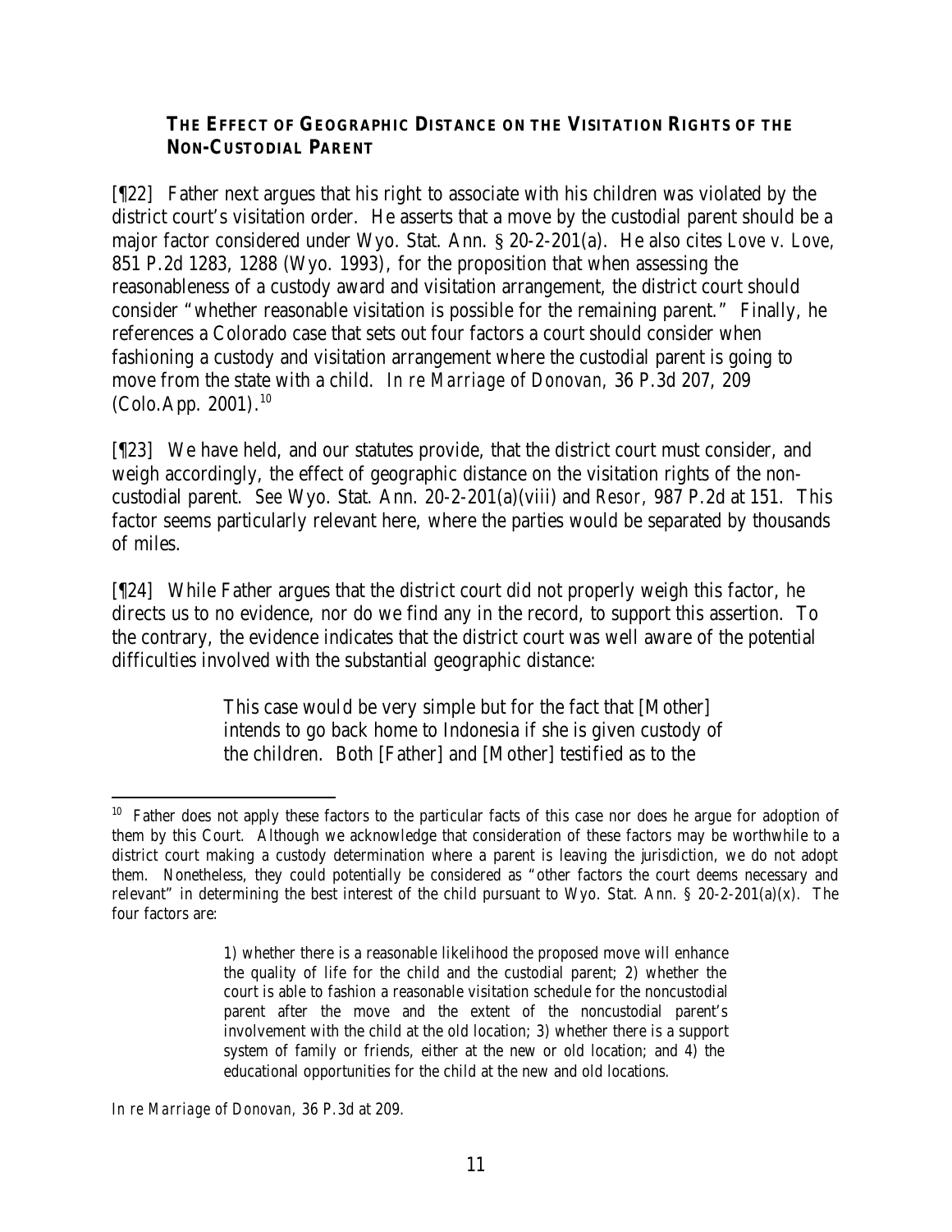### THE EFFECT OF GEOGRAPHIC DISTANCE ON THE VISITATION RIGHTS OF THE NON-CUSTODIAL PARENT

[¶22] Father next argues that his right to associate with his children was violated by the district court's visitation order. He asserts that a move by the custodial parent should be a major factor considered under Wyo. Stat. Ann. § 20-2-201(a). He also cites *Love v. Love*, 851 P.2d 1283, 1288 (Wyo. 1993), for the proposition that when assessing the reasonableness of a custody award and visitation arrangement, the district court should consider "whether reasonable visitation is possible for the remaining parent." Finally, he references a Colorado case that sets out four factors a court should consider when fashioning a custody and visitation arrangement where the custodial parent is going to move from the state with a child. *In re Marriage of Donovan*, 36 P.3d 207, 209 (Colo.App. 2001).[10]

[¶23] We have held, and our statutes provide, that the district court must consider, and weigh accordingly, the effect of geographic distance on the visitation rights of the non-custodial parent. *See* Wyo. Stat. Ann. 20-2-201(a)(viii) and *Resor*, 987 P.2d at 151. This factor seems particularly relevant here, where the parties would be separated by thousands of miles.

[¶24] While Father argues that the district court did not properly weigh this factor, he directs us to no evidence, nor do we find any in the record, to support this assertion. To the contrary, the evidence indicates that the district court was well aware of the potential difficulties involved with the substantial geographic distance:

> This case would be very simple but for the fact that [Mother] intends to go back home to Indonesia if she is given custody of the children. Both [Father] and [Mother] testified as to the

---

[10] Father does not apply these factors to the particular facts of this case nor does he argue for adoption of them by this Court. Although we acknowledge that consideration of these factors may be worthwhile to a district court making a custody determination where a parent is leaving the jurisdiction, we do not adopt them. Nonetheless, they could potentially be considered as "other factors the court deems necessary and relevant" in determining the best interest of the child pursuant to Wyo. Stat. Ann. § 20-2-201(a)(x). The four factors are:

> 1) whether there is a reasonable likelihood the proposed move will enhance the quality of life for the child and the custodial parent; 2) whether the court is able to fashion a reasonable visitation schedule for the noncustodial parent after the move and the extent of the noncustodial parent's involvement with the child at the old location; 3) whether there is a support system of family or friends, either at the new or old location; and 4) the educational opportunities for the child at the new and old locations.

*In re Marriage of Donovan*, 36 P.3d at 209.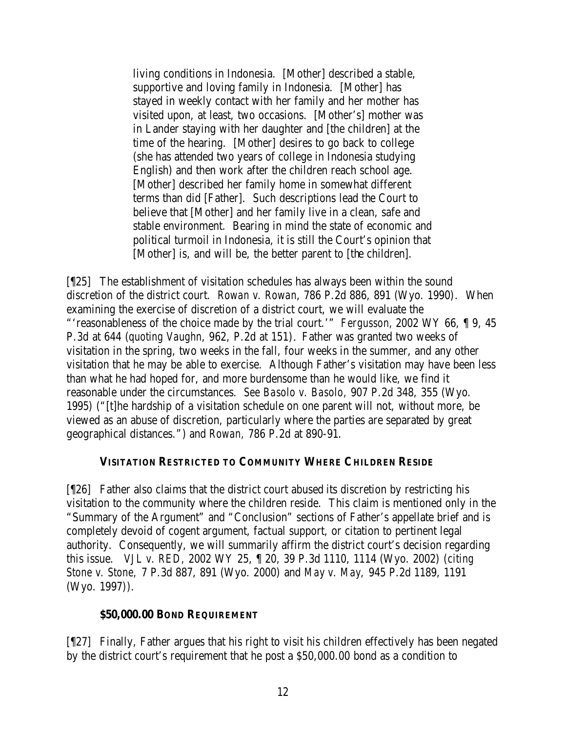> living conditions in Indonesia. [Mother] described a stable, supportive and loving family in Indonesia. [Mother] has stayed in weekly contact with her family and her mother has visited upon, at least, two occasions. [Mother's] mother was in Lander staying with her daughter and [the children] at the time of the hearing. [Mother] desires to go back to college (she has attended two years of college in Indonesia studying English) and then work after the children reach school age. [Mother] described her family home in somewhat different terms than did [Father]. Such descriptions lead the Court to believe that [Mother] and her family live in a clean, safe and stable environment. Bearing in mind the state of economic and political turmoil in Indonesia, it is still the Court's opinion that [Mother] is, and will be, the better parent to [the children].

[¶25] The establishment of visitation schedules has always been within the sound discretion of the district court. *Rowan v. Rowan*, 786 P.2d 886, 891 (Wyo. 1990). When examining the exercise of discretion of a district court, we will evaluate the "'reasonableness of the choice made by the trial court.'" *Fergusson*, 2002 WY 66, ¶ 9, 45 P.3d at 644 (*quoting Vaughn*, 962, P.2d at 151). Father was granted two weeks of visitation in the spring, two weeks in the fall, four weeks in the summer, and any other visitation that he may be able to exercise. Although Father's visitation may have been less than what he had hoped for, and more burdensome than he would like, we find it reasonable under the circumstances. *See Basolo v. Basolo*, 907 P.2d 348, 355 (Wyo. 1995) ("[t]he hardship of a visitation schedule on one parent will not, without more, be viewed as an abuse of discretion, particularly where the parties are separated by great geographical distances.") and *Rowan*, 786 P.2d at 890-91.

### VISITATION RESTRICTED TO COMMUNITY WHERE CHILDREN RESIDE

[¶26] Father also claims that the district court abused its discretion by restricting his visitation to the community where the children reside. This claim is mentioned only in the "Summary of the Argument" and "Conclusion" sections of Father's appellate brief and is completely devoid of cogent argument, factual support, or citation to pertinent legal authority. Consequently, we will summarily affirm the district court's decision regarding this issue. *VJL v. RED*, 2002 WY 25, ¶ 20, 39 P.3d 1110, 1114 (Wyo. 2002) (*citing Stone v. Stone*, 7 P.3d 887, 891 (Wyo. 2000) and *May v. May*, 945 P.2d 1189, 1191 (Wyo. 1997)).

### $50,000.00 BOND REQUIREMENT

[¶27] Finally, Father argues that his right to visit his children effectively has been negated by the district court's requirement that he post a $50,000.00 bond as a condition to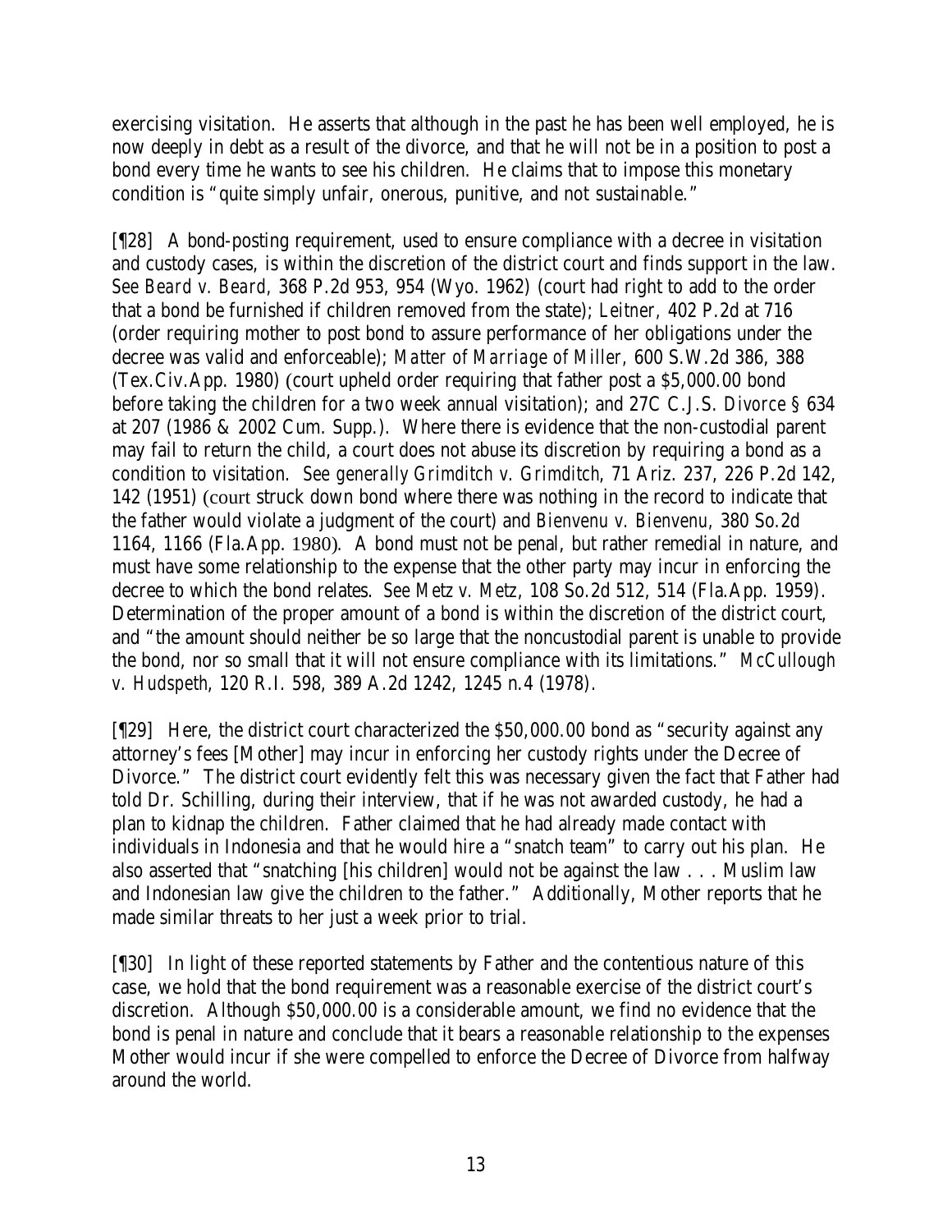exercising visitation. He asserts that although in the past he has been well employed, he is now deeply in debt as a result of the divorce, and that he will not be in a position to post a bond every time he wants to see his children. He claims that to impose this monetary condition is "quite simply unfair, onerous, punitive, and not sustainable."

[¶28] A bond-posting requirement, used to ensure compliance with a decree in visitation and custody cases, is within the discretion of the district court and finds support in the law. *See Beard v. Beard*, 368 P.2d 953, 954 (Wyo. 1962) (court had right to add to the order that a bond be furnished if children removed from the state); *Leitner*, 402 P.2d at 716 (order requiring mother to post bond to assure performance of her obligations under the decree was valid and enforceable); *Matter of Marriage of Miller*, 600 S.W.2d 386, 388 (Tex.Civ.App. 1980) (court upheld order requiring that father post a $5,000.00 bond before taking the children for a two week annual visitation); and 27C C.J.S. *Divorce* § 634 at 207 (1986 & 2002 Cum. Supp.). Where there is evidence that the non-custodial parent may fail to return the child, a court does not abuse its discretion by requiring a bond as a condition to visitation. *See generally Grimditch v. Grimditch*, 71 Ariz. 237, 226 P.2d 142, 142 (1951) (court struck down bond where there was nothing in the record to indicate that the father would violate a judgment of the court) and *Bienvenu v. Bienvenu*, 380 So.2d 1164, 1166 (Fla.App. 1980). A bond must not be penal, but rather remedial in nature, and must have some relationship to the expense that the other party may incur in enforcing the decree to which the bond relates. *See Metz v. Metz*, 108 So.2d 512, 514 (Fla.App. 1959). Determination of the proper amount of a bond is within the discretion of the district court, and "the amount should neither be so large that the noncustodial parent is unable to provide the bond, nor so small that it will not ensure compliance with its limitations." *McCullough v. Hudspeth*, 120 R.I. 598, 389 A.2d 1242, 1245 n.4 (1978).

[¶29] Here, the district court characterized the $50,000.00 bond as "security against any attorney's fees [Mother] may incur in enforcing her custody rights under the Decree of Divorce." The district court evidently felt this was necessary given the fact that Father had told Dr. Schilling, during their interview, that if he was not awarded custody, he had a plan to kidnap the children. Father claimed that he had already made contact with individuals in Indonesia and that he would hire a "snatch team" to carry out his plan. He also asserted that "snatching [his children] would not be against the law . . . Muslim law and Indonesian law give the children to the father." Additionally, Mother reports that he made similar threats to her just a week prior to trial.

[¶30] In light of these reported statements by Father and the contentious nature of this case, we hold that the bond requirement was a reasonable exercise of the district court's discretion. Although $50,000.00 is a considerable amount, we find no evidence that the bond is penal in nature and conclude that it bears a reasonable relationship to the expenses Mother would incur if she were compelled to enforce the Decree of Divorce from halfway around the world.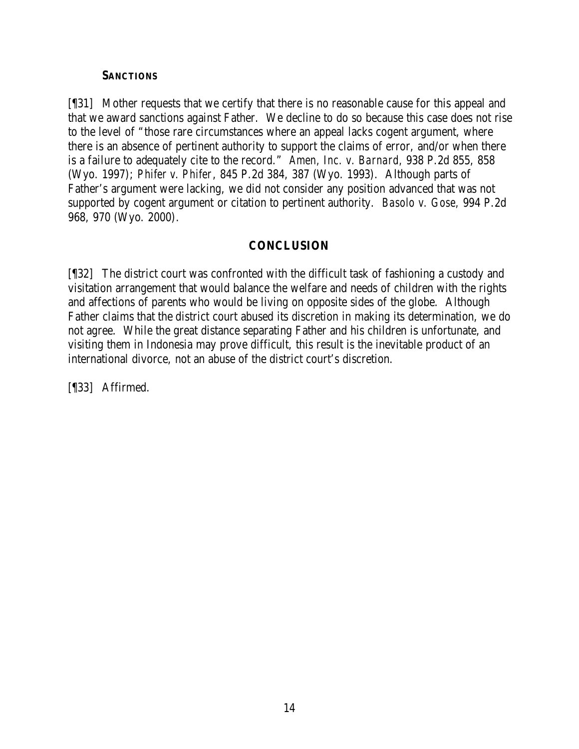### SANCTIONS

[¶31] Mother requests that we certify that there is no reasonable cause for this appeal and that we award sanctions against Father. We decline to do so because this case does not rise to the level of "those rare circumstances where an appeal lacks cogent argument, where there is an absence of pertinent authority to support the claims of error, and/or when there is a failure to adequately cite to the record." *Amen, Inc. v. Barnard*, 938 P.2d 855, 858 (Wyo. 1997); *Phifer v. Phifer*, 845 P.2d 384, 387 (Wyo. 1993). Although parts of Father's argument were lacking, we did not consider any position advanced that was not supported by cogent argument or citation to pertinent authority. *Basolo v. Gose*, 994 P.2d 968, 970 (Wyo. 2000).

## CONCLUSION

[¶32] The district court was confronted with the difficult task of fashioning a custody and visitation arrangement that would balance the welfare and needs of children with the rights and affections of parents who would be living on opposite sides of the globe. Although Father claims that the district court abused its discretion in making its determination, we do not agree. While the great distance separating Father and his children is unfortunate, and visiting them in Indonesia may prove difficult, this result is the inevitable product of an international divorce, not an abuse of the district court's discretion.

[¶33] Affirmed.